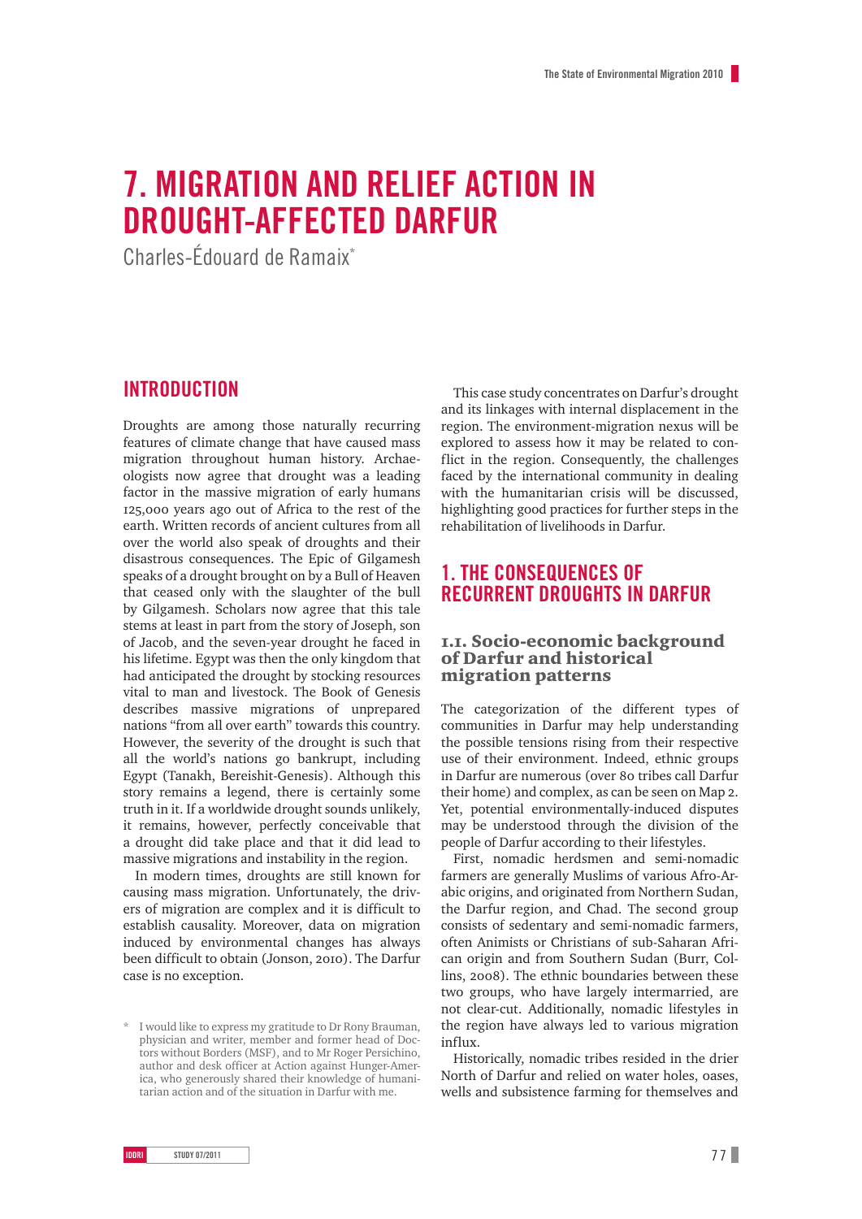# 7. MIGRATION AND RELIEF ACTION IN DROUGHT-AFFECTED DARFUR

Charles-Édouard de Ramaix*

## INTRODUCTION

Droughts are among those naturally recurring features of climate change that have caused mass migration throughout human history. Archaeologists now agree that drought was a leading factor in the massive migration of early humans 125,000 years ago out of Africa to the rest of the earth. Written records of ancient cultures from all over the world also speak of droughts and their disastrous consequences. The Epic of Gilgamesh speaks of a drought brought on by a Bull of Heaven that ceased only with the slaughter of the bull by Gilgamesh. Scholars now agree that this tale stems at least in part from the story of Joseph, son of Jacob, and the seven-year drought he faced in his lifetime. Egypt was then the only kingdom that had anticipated the drought by stocking resources vital to man and livestock. The Book of Genesis describes massive migrations of unprepared nations "from all over earth" towards this country. However, the severity of the drought is such that all the world's nations go bankrupt, including Egypt (Tanakh, Bereishit-Genesis). Although this story remains a legend, there is certainly some truth in it. If a worldwide drought sounds unlikely, it remains, however, perfectly conceivable that a drought did take place and that it did lead to massive migrations and instability in the region.

In modern times, droughts are still known for causing mass migration. Unfortunately, the drivers of migration are complex and it is difficult to establish causality. Moreover, data on migration induced by environmental changes has always been difficult to obtain (Jonson, 2010). The Darfur case is no exception.

This case study concentrates on Darfur's drought and its linkages with internal displacement in the region. The environment-migration nexus will be explored to assess how it may be related to conflict in the region. Consequently, the challenges faced by the international community in dealing with the humanitarian crisis will be discussed, highlighting good practices for further steps in the rehabilitation of livelihoods in Darfur.

## 1. THE CONSEQUENCES OF RECURRENT DROUGHTS IN DARFUR

### 1.1. Socio-economic background of Darfur and historical migration patterns

The categorization of the different types of communities in Darfur may help understanding the possible tensions rising from their respective use of their environment. Indeed, ethnic groups in Darfur are numerous (over 80 tribes call Darfur their home) and complex, as can be seen on Map 2. Yet, potential environmentally-induced disputes may be understood through the division of the people of Darfur according to their lifestyles.

First, nomadic herdsmen and semi-nomadic farmers are generally Muslims of various Afro-Arabic origins, and originated from Northern Sudan, the Darfur region, and Chad. The second group consists of sedentary and semi-nomadic farmers, often Animists or Christians of sub-Saharan African origin and from Southern Sudan (Burr, Collins, 2008). The ethnic boundaries between these two groups, who have largely intermarried, are not clear-cut. Additionally, nomadic lifestyles in the region have always led to various migration influx.

Historically, nomadic tribes resided in the drier North of Darfur and relied on water holes, oases, wells and subsistence farming for themselves and

\* I would like to express my gratitude to Dr Rony Brauman, physician and writer, member and former head of Doctors without Borders (MSF), and to Mr Roger Persichino, author and desk officer at Action against Hunger-America, who generously shared their knowledge of humanitarian action and of the situation in Darfur with me.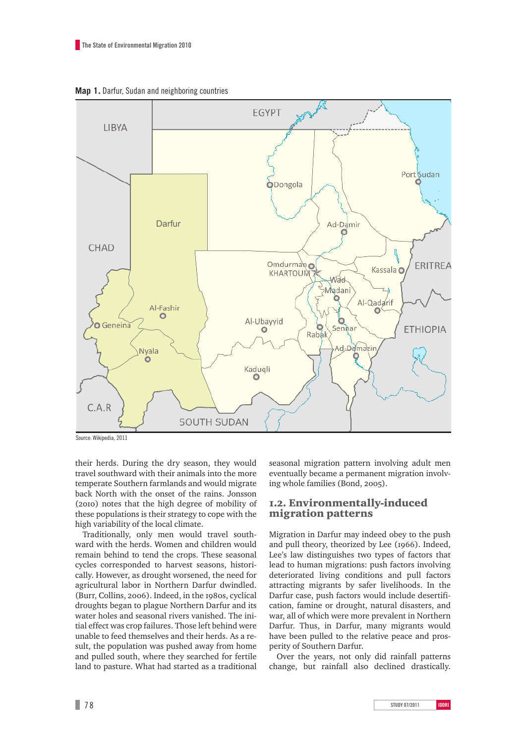**Map 1.** Darfur, Sudan and neighboring countries

Source: Wikipedia, 2011

their herds. During the dry season, they would travel southward with their animals into the more temperate Southern farmlands and would migrate back North with the onset of the rains. Jonsson (2010) notes that the high degree of mobility of these populations is their strategy to cope with the high variability of the local climate.

Traditionally, only men would travel southward with the herds. Women and children would remain behind to tend the crops. These seasonal cycles corresponded to harvest seasons, historically. However, as drought worsened, the need for agricultural labor in Northern Darfur dwindled. (Burr, Collins, 2006). Indeed, in the 1980s, cyclical droughts began to plague Northern Darfur and its water holes and seasonal rivers vanished. The initial effect was crop failures. Those left behind were unable to feed themselves and their herds. As a result, the population was pushed away from home and pulled south, where they searched for fertile land to pasture. What had started as a traditional seasonal migration pattern involving adult men eventually became a permanent migration involving whole families (Bond, 2005).

## 1.2. Environmentally-induced migration patterns

Migration in Darfur may indeed obey to the push and pull theory, theorized by Lee (1966). Indeed, Lee's law distinguishes two types of factors that lead to human migrations: push factors involving deteriorated living conditions and pull factors attracting migrants by safer livelihoods. In the Darfur case, push factors would include desertification, famine or drought, natural disasters, and war, all of which were more prevalent in Northern Darfur. Thus, in Darfur, many migrants would have been pulled to the relative peace and prosperity of Southern Darfur.

Over the years, not only did rainfall patterns change, but rainfall also declined drastically.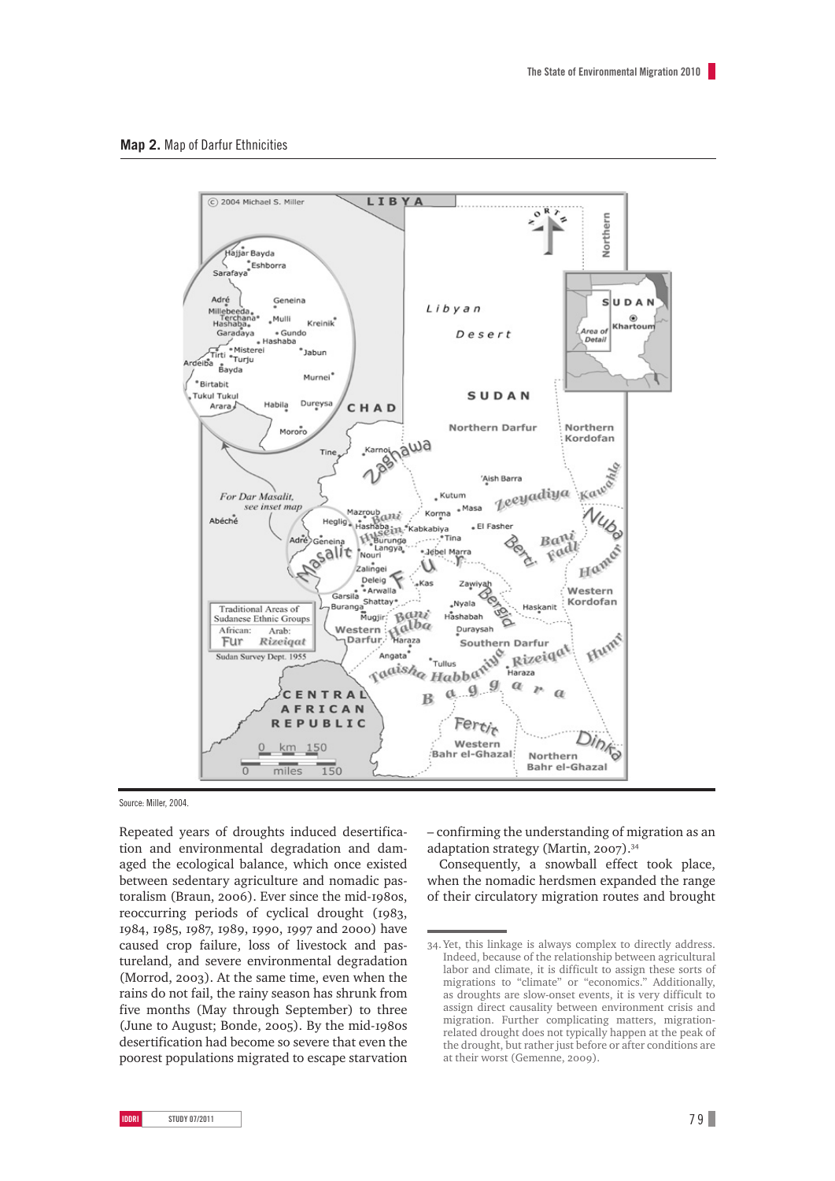**Map 2.** Map of Darfur Ethnicities

Source: Miller, 2004.

Repeated years of droughts induced desertification and environmental degradation and damaged the ecological balance, which once existed between sedentary agriculture and nomadic pastoralism (Braun, 2006). Ever since the mid-1980s, reoccurring periods of cyclical drought (1983, 1984, 1985, 1987, 1989, 1990, 1997 and 2000) have caused crop failure, loss of livestock and pastureland, and severe environmental degradation (Morrod, 2003). At the same time, even when the rains do not fail, the rainy season has shrunk from five months (May through September) to three (June to August; Bonde, 2005). By the mid-1980s desertification had become so severe that even the poorest populations migrated to escape starvation – confirming the understanding of migration as an adaptation strategy (Martin, 2007).[34]

Consequently, a snowball effect took place, when the nomadic herdsmen expanded the range of their circulatory migration routes and brought

34. Yet, this linkage is always complex to directly address. Indeed, because of the relationship between agricultural labor and climate, it is difficult to assign these sorts of migrations to "climate" or "economics." Additionally, as droughts are slow-onset events, it is very difficult to assign direct causality between environment crisis and migration. Further complicating matters, migration-related drought does not typically happen at the peak of the drought, but rather just before or after conditions are at their worst (Gemenne, 2009).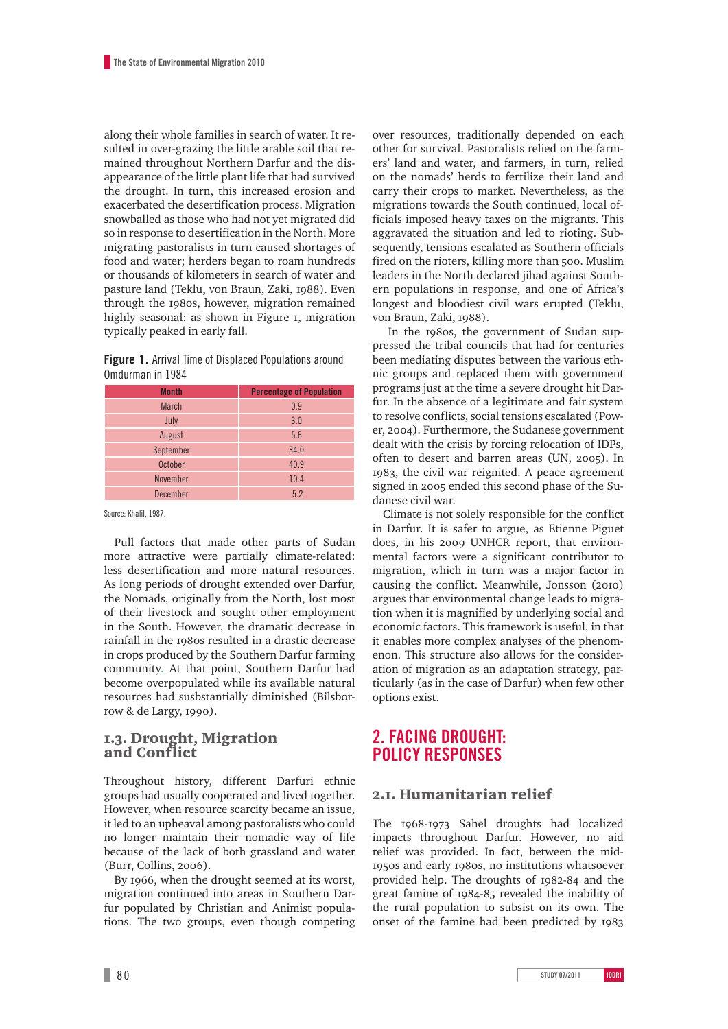along their whole families in search of water. It resulted in over-grazing the little arable soil that remained throughout Northern Darfur and the disappearance of the little plant life that had survived the drought. In turn, this increased erosion and exacerbated the desertification process. Migration snowballed as those who had not yet migrated did so in response to desertification in the North. More migrating pastoralists in turn caused shortages of food and water; herders began to roam hundreds or thousands of kilometers in search of water and pasture land (Teklu, von Braun, Zaki, 1988). Even through the 1980s, however, migration remained highly seasonal: as shown in Figure 1, migration typically peaked in early fall.

**Figure 1.** Arrival Time of Displaced Populations around Omdurman in 1984

| Month | Percentage of Population |
|---|---|
| March | 0.9 |
| July | 3.0 |
| August | 5.6 |
| September | 34.0 |
| October | 40.9 |
| November | 10.4 |
| December | 5.2 |

Source: Khalil, 1987.

Pull factors that made other parts of Sudan more attractive were partially climate-related: less desertification and more natural resources. As long periods of drought extended over Darfur, the Nomads, originally from the North, lost most of their livestock and sought other employment in the South. However, the dramatic decrease in rainfall in the 1980s resulted in a drastic decrease in crops produced by the Southern Darfur farming community. At that point, Southern Darfur had become overpopulated while its available natural resources had susbstantially diminished (Bilsborrow & de Largy, 1990).

### 1.3. Drought, Migration and Conflict

Throughout history, different Darfuri ethnic groups had usually cooperated and lived together. However, when resource scarcity became an issue, it led to an upheaval among pastoralists who could no longer maintain their nomadic way of life because of the lack of both grassland and water (Burr, Collins, 2006).

By 1966, when the drought seemed at its worst, migration continued into areas in Southern Darfur populated by Christian and Animist populations. The two groups, even though competing over resources, traditionally depended on each other for survival. Pastoralists relied on the farmers' land and water, and farmers, in turn, relied on the nomads' herds to fertilize their land and carry their crops to market. Nevertheless, as the migrations towards the South continued, local officials imposed heavy taxes on the migrants. This aggravated the situation and led to rioting. Subsequently, tensions escalated as Southern officials fired on the rioters, killing more than 500. Muslim leaders in the North declared jihad against Southern populations in response, and one of Africa's longest and bloodiest civil wars erupted (Teklu, von Braun, Zaki, 1988).

In the 1980s, the government of Sudan suppressed the tribal councils that had for centuries been mediating disputes between the various ethnic groups and replaced them with government programs just at the time a severe drought hit Darfur. In the absence of a legitimate and fair system to resolve conflicts, social tensions escalated (Power, 2004). Furthermore, the Sudanese government dealt with the crisis by forcing relocation of IDPs, often to desert and barren areas (UN, 2005). In 1983, the civil war reignited. A peace agreement signed in 2005 ended this second phase of the Sudanese civil war.

Climate is not solely responsible for the conflict in Darfur. It is safer to argue, as Etienne Piguet does, in his 2009 UNHCR report, that environmental factors were a significant contributor to migration, which in turn was a major factor in causing the conflict. Meanwhile, Jonsson (2010) argues that environmental change leads to migration when it is magnified by underlying social and economic factors. This framework is useful, in that it enables more complex analyses of the phenomenon. This structure also allows for the consideration of migration as an adaptation strategy, particularly (as in the case of Darfur) when few other options exist.

## 2. FACING DROUGHT: POLICY RESPONSES

### 2.1. Humanitarian relief

The 1968-1973 Sahel droughts had localized impacts throughout Darfur. However, no aid relief was provided. In fact, between the mid-1950s and early 1980s, no institutions whatsoever provided help. The droughts of 1982-84 and the great famine of 1984-85 revealed the inability of the rural population to subsist on its own. The onset of the famine had been predicted by 1983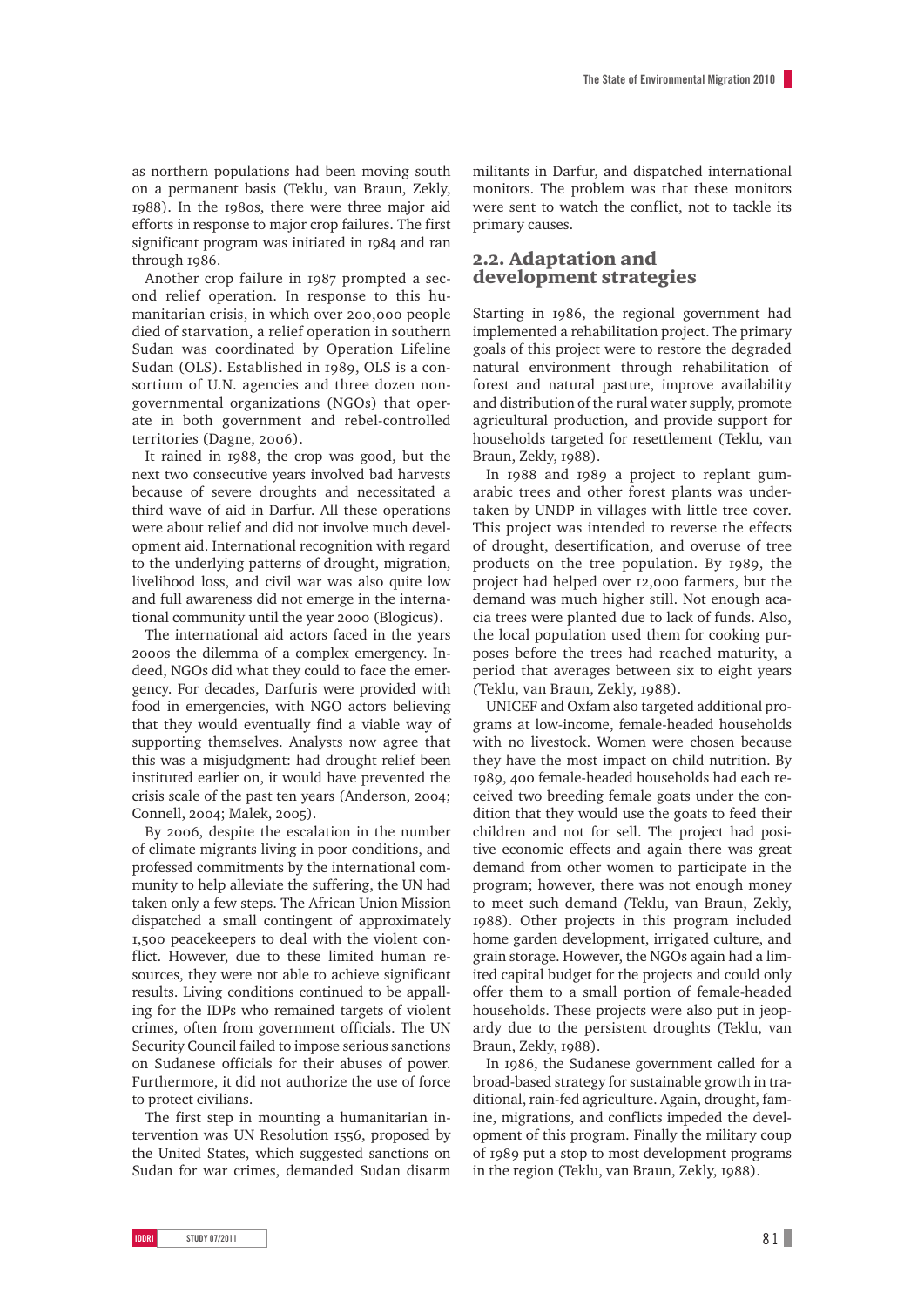as northern populations had been moving south on a permanent basis (Teklu, van Braun, Zekly, 1988). In the 1980s, there were three major aid efforts in response to major crop failures. The first significant program was initiated in 1984 and ran through 1986.

Another crop failure in 1987 prompted a second relief operation. In response to this humanitarian crisis, in which over 200,000 people died of starvation, a relief operation in southern Sudan was coordinated by Operation Lifeline Sudan (OLS). Established in 1989, OLS is a consortium of U.N. agencies and three dozen non-governmental organizations (NGOs) that operate in both government and rebel-controlled territories (Dagne, 2006).

It rained in 1988, the crop was good, but the next two consecutive years involved bad harvests because of severe droughts and necessitated a third wave of aid in Darfur. All these operations were about relief and did not involve much development aid. International recognition with regard to the underlying patterns of drought, migration, livelihood loss, and civil war was also quite low and full awareness did not emerge in the international community until the year 2000 (Blogicus).

The international aid actors faced in the years 2000s the dilemma of a complex emergency. Indeed, NGOs did what they could to face the emergency. For decades, Darfuris were provided with food in emergencies, with NGO actors believing that they would eventually find a viable way of supporting themselves. Analysts now agree that this was a misjudgment: had drought relief been instituted earlier on, it would have prevented the crisis scale of the past ten years (Anderson, 2004; Connell, 2004; Malek, 2005).

By 2006, despite the escalation in the number of climate migrants living in poor conditions, and professed commitments by the international community to help alleviate the suffering, the UN had taken only a few steps. The African Union Mission dispatched a small contingent of approximately 1,500 peacekeepers to deal with the violent conflict. However, due to these limited human resources, they were not able to achieve significant results. Living conditions continued to be appalling for the IDPs who remained targets of violent crimes, often from government officials. The UN Security Council failed to impose serious sanctions on Sudanese officials for their abuses of power. Furthermore, it did not authorize the use of force to protect civilians.

The first step in mounting a humanitarian intervention was UN Resolution 1556, proposed by the United States, which suggested sanctions on Sudan for war crimes, demanded Sudan disarm militants in Darfur, and dispatched international monitors. The problem was that these monitors were sent to watch the conflict, not to tackle its primary causes.

## 2.2. Adaptation and development strategies

Starting in 1986, the regional government had implemented a rehabilitation project. The primary goals of this project were to restore the degraded natural environment through rehabilitation of forest and natural pasture, improve availability and distribution of the rural water supply, promote agricultural production, and provide support for households targeted for resettlement (Teklu, van Braun, Zekly, 1988).

In 1988 and 1989 a project to replant gum-arabic trees and other forest plants was undertaken by UNDP in villages with little tree cover. This project was intended to reverse the effects of drought, desertification, and overuse of tree products on the tree population. By 1989, the project had helped over 12,000 farmers, but the demand was much higher still. Not enough acacia trees were planted due to lack of funds. Also, the local population used them for cooking purposes before the trees had reached maturity, a period that averages between six to eight years (Teklu, van Braun, Zekly, 1988).

UNICEF and Oxfam also targeted additional programs at low-income, female-headed households with no livestock. Women were chosen because they have the most impact on child nutrition. By 1989, 400 female-headed households had each received two breeding female goats under the condition that they would use the goats to feed their children and not for sell. The project had positive economic effects and again there was great demand from other women to participate in the program; however, there was not enough money to meet such demand (Teklu, van Braun, Zekly, 1988). Other projects in this program included home garden development, irrigated culture, and grain storage. However, the NGOs again had a limited capital budget for the projects and could only offer them to a small portion of female-headed households. These projects were also put in jeopardy due to the persistent droughts (Teklu, van Braun, Zekly, 1988).

In 1986, the Sudanese government called for a broad-based strategy for sustainable growth in traditional, rain-fed agriculture. Again, drought, famine, migrations, and conflicts impeded the development of this program. Finally the military coup of 1989 put a stop to most development programs in the region (Teklu, van Braun, Zekly, 1988).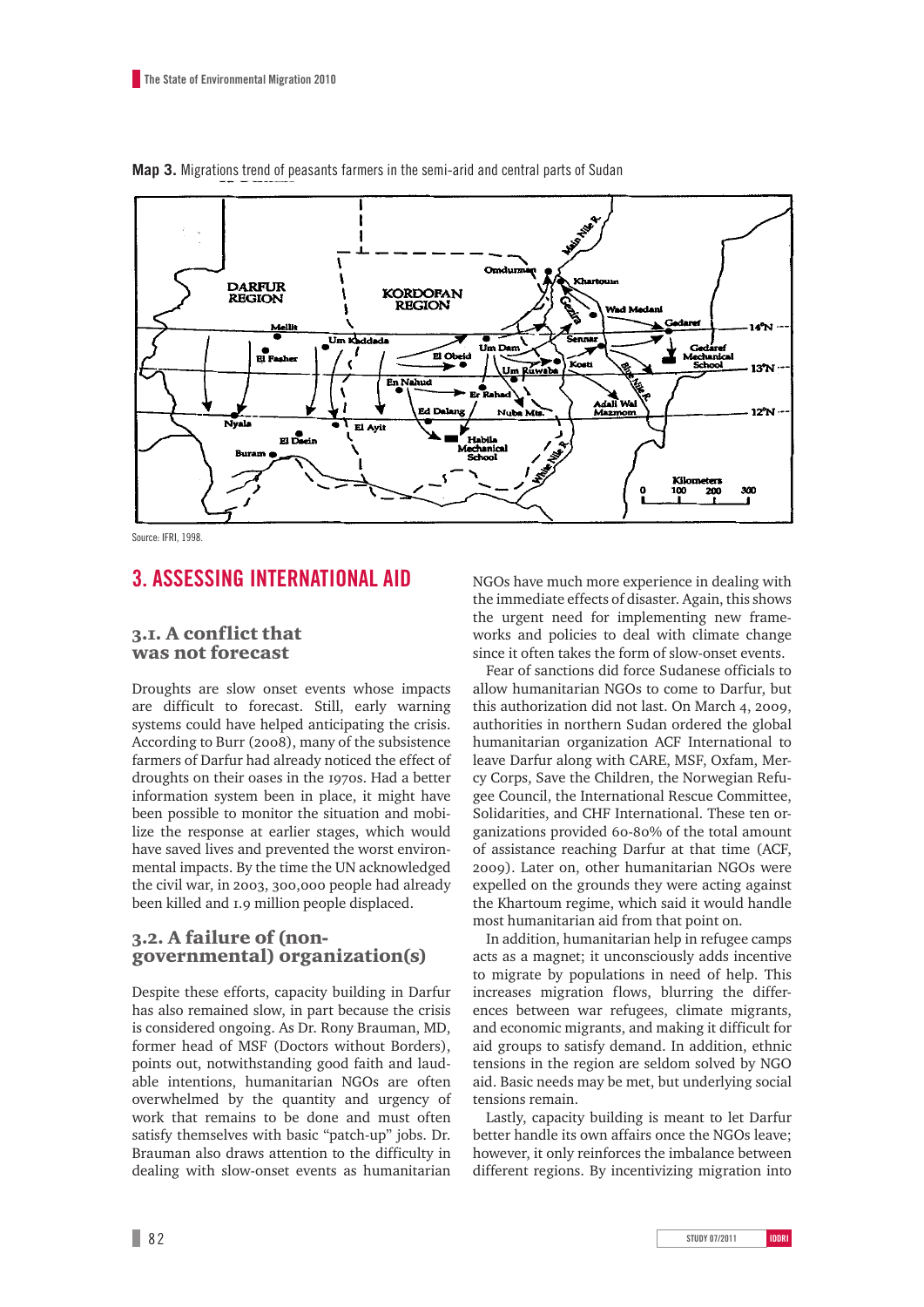**Map 3.** Migrations trend of peasants farmers in the semi-arid and central parts of Sudan

Source: IFRI, 1998.

## 3. ASSESSING INTERNATIONAL AID

### 3.1. A conflict that was not forecast

Droughts are slow onset events whose impacts are difficult to forecast. Still, early warning systems could have helped anticipating the crisis. According to Burr (2008), many of the subsistence farmers of Darfur had already noticed the effect of droughts on their oases in the 1970s. Had a better information system been in place, it might have been possible to monitor the situation and mobilize the response at earlier stages, which would have saved lives and prevented the worst environmental impacts. By the time the UN acknowledged the civil war, in 2003, 300,000 people had already been killed and 1.9 million people displaced.

### 3.2. A failure of (non-governmental) organization(s)

Despite these efforts, capacity building in Darfur has also remained slow, in part because the crisis is considered ongoing. As Dr. Rony Brauman, MD, former head of MSF (Doctors without Borders), points out, notwithstanding good faith and laudable intentions, humanitarian NGOs are often overwhelmed by the quantity and urgency of work that remains to be done and must often satisfy themselves with basic "patch-up" jobs. Dr. Brauman also draws attention to the difficulty in dealing with slow-onset events as humanitarian NGOs have much more experience in dealing with the immediate effects of disaster. Again, this shows the urgent need for implementing new frameworks and policies to deal with climate change since it often takes the form of slow-onset events.

Fear of sanctions did force Sudanese officials to allow humanitarian NGOs to come to Darfur, but this authorization did not last. On March 4, 2009, authorities in northern Sudan ordered the global humanitarian organization ACF International to leave Darfur along with CARE, MSF, Oxfam, Mercy Corps, Save the Children, the Norwegian Refugee Council, the International Rescue Committee, Solidarities, and CHF International. These ten organizations provided 60-80% of the total amount of assistance reaching Darfur at that time (ACF, 2009). Later on, other humanitarian NGOs were expelled on the grounds they were acting against the Khartoum regime, which said it would handle most humanitarian aid from that point on.

In addition, humanitarian help in refugee camps acts as a magnet; it unconsciously adds incentive to migrate by populations in need of help. This increases migration flows, blurring the differences between war refugees, climate migrants, and economic migrants, and making it difficult for aid groups to satisfy demand. In addition, ethnic tensions in the region are seldom solved by NGO aid. Basic needs may be met, but underlying social tensions remain.

Lastly, capacity building is meant to let Darfur better handle its own affairs once the NGOs leave; however, it only reinforces the imbalance between different regions. By incentivizing migration into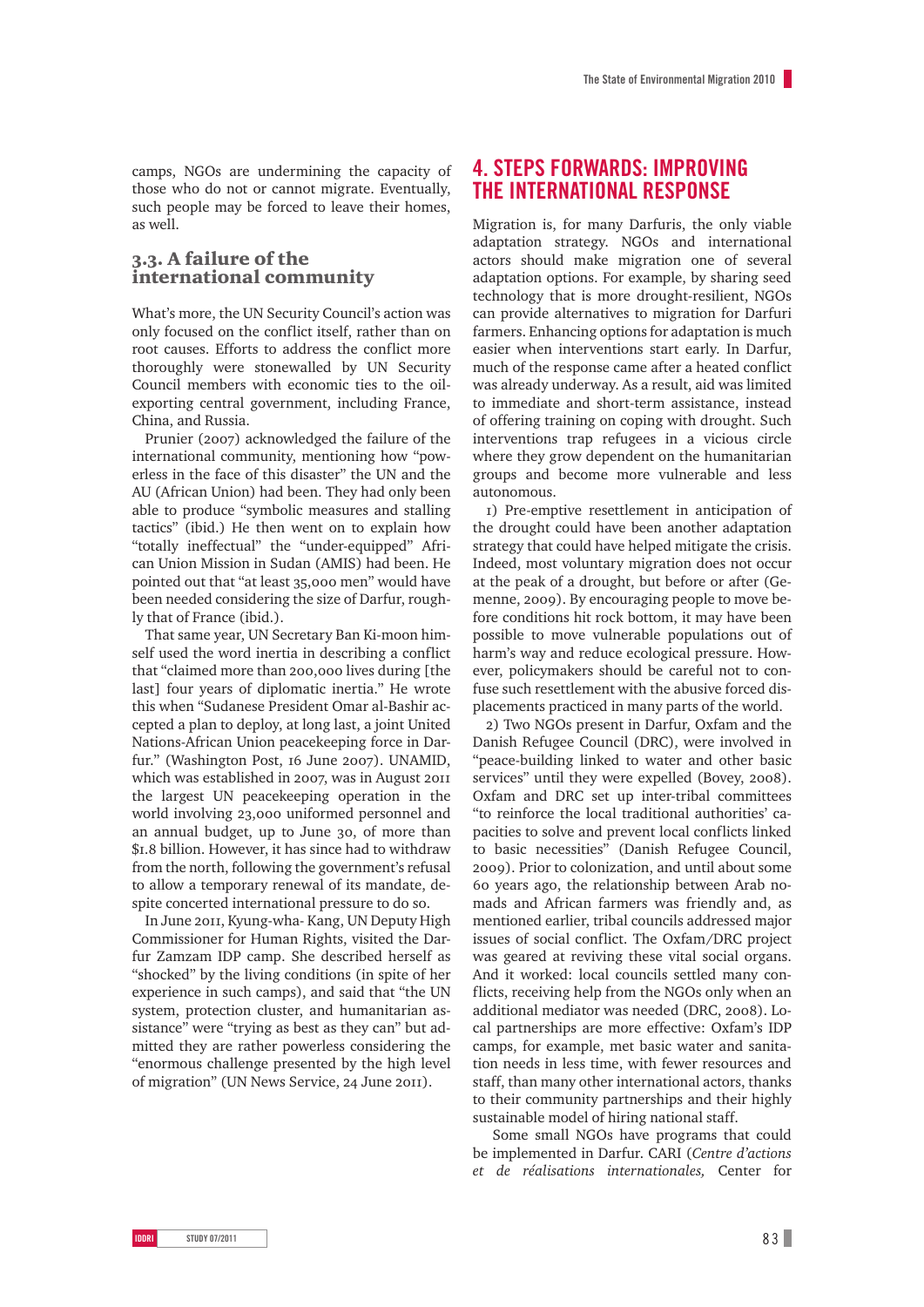camps, NGOs are undermining the capacity of those who do not or cannot migrate. Eventually, such people may be forced to leave their homes, as well.

### 3.3. A failure of the international community

What's more, the UN Security Council's action was only focused on the conflict itself, rather than on root causes. Efforts to address the conflict more thoroughly were stonewalled by UN Security Council members with economic ties to the oil-exporting central government, including France, China, and Russia.

Prunier (2007) acknowledged the failure of the international community, mentioning how "powerless in the face of this disaster" the UN and the AU (African Union) had been. They had only been able to produce "symbolic measures and stalling tactics" (ibid.) He then went on to explain how "totally ineffectual" the "under-equipped" African Union Mission in Sudan (AMIS) had been. He pointed out that "at least 35,000 men" would have been needed considering the size of Darfur, roughly that of France (ibid.).

That same year, UN Secretary Ban Ki-moon himself used the word inertia in describing a conflict that "claimed more than 200,000 lives during [the last] four years of diplomatic inertia." He wrote this when "Sudanese President Omar al-Bashir accepted a plan to deploy, at long last, a joint United Nations-African Union peacekeeping force in Darfur." (Washington Post, 16 June 2007). UNAMID, which was established in 2007, was in August 2011 the largest UN peacekeeping operation in the world involving 23,000 uniformed personnel and an annual budget, up to June 30, of more than $1.8 billion. However, it has since had to withdraw from the north, following the government's refusal to allow a temporary renewal of its mandate, despite concerted international pressure to do so.

In June 2011, Kyung-wha- Kang, UN Deputy High Commissioner for Human Rights, visited the Darfur Zamzam IDP camp. She described herself as "shocked" by the living conditions (in spite of her experience in such camps), and said that "the UN system, protection cluster, and humanitarian assistance" were "trying as best as they can" but admitted they are rather powerless considering the "enormous challenge presented by the high level of migration" (UN News Service, 24 June 2011).

## 4. STEPS FORWARDS: IMPROVING THE INTERNATIONAL RESPONSE

Migration is, for many Darfuris, the only viable adaptation strategy. NGOs and international actors should make migration one of several adaptation options. For example, by sharing seed technology that is more drought-resilient, NGOs can provide alternatives to migration for Darfuri farmers. Enhancing options for adaptation is much easier when interventions start early. In Darfur, much of the response came after a heated conflict was already underway. As a result, aid was limited to immediate and short-term assistance, instead of offering training on coping with drought. Such interventions trap refugees in a vicious circle where they grow dependent on the humanitarian groups and become more vulnerable and less autonomous.

1) Pre-emptive resettlement in anticipation of the drought could have been another adaptation strategy that could have helped mitigate the crisis. Indeed, most voluntary migration does not occur at the peak of a drought, but before or after (Gemenne, 2009). By encouraging people to move before conditions hit rock bottom, it may have been possible to move vulnerable populations out of harm's way and reduce ecological pressure. However, policymakers should be careful not to confuse such resettlement with the abusive forced displacements practiced in many parts of the world.

2) Two NGOs present in Darfur, Oxfam and the Danish Refugee Council (DRC), were involved in "peace-building linked to water and other basic services" until they were expelled (Bovey, 2008). Oxfam and DRC set up inter-tribal committees "to reinforce the local traditional authorities' capacities to solve and prevent local conflicts linked to basic necessities" (Danish Refugee Council, 2009). Prior to colonization, and until about some 60 years ago, the relationship between Arab nomads and African farmers was friendly and, as mentioned earlier, tribal councils addressed major issues of social conflict. The Oxfam/DRC project was geared at reviving these vital social organs. And it worked: local councils settled many conflicts, receiving help from the NGOs only when an additional mediator was needed (DRC, 2008). Local partnerships are more effective: Oxfam's IDP camps, for example, met basic water and sanitation needs in less time, with fewer resources and staff, than many other international actors, thanks to their community partnerships and their highly sustainable model of hiring national staff.

Some small NGOs have programs that could be implemented in Darfur. CARI (*Centre d'actions et de réalisations internationales,* Center for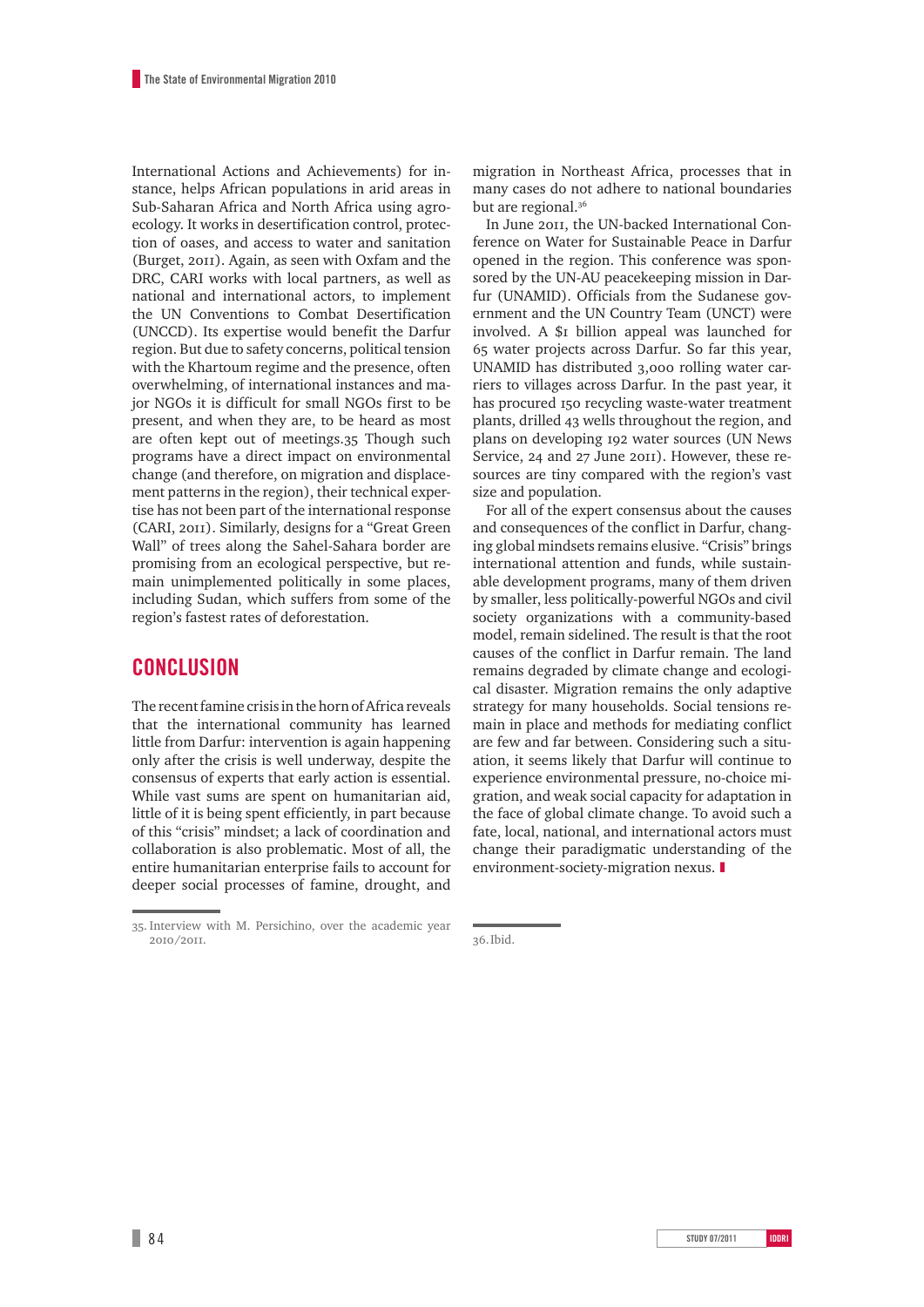International Actions and Achievements) for instance, helps African populations in arid areas in Sub-Saharan Africa and North Africa using agro-ecology. It works in desertification control, protection of oases, and access to water and sanitation (Burget, 2011). Again, as seen with Oxfam and the DRC, CARI works with local partners, as well as national and international actors, to implement the UN Conventions to Combat Desertification (UNCCD). Its expertise would benefit the Darfur region. But due to safety concerns, political tension with the Khartoum regime and the presence, often overwhelming, of international instances and major NGOs it is difficult for small NGOs first to be present, and when they are, to be heard as most are often kept out of meetings.[35] Though such programs have a direct impact on environmental change (and therefore, on migration and displacement patterns in the region), their technical expertise has not been part of the international response (CARI, 2011). Similarly, designs for a "Great Green Wall" of trees along the Sahel-Sahara border are promising from an ecological perspective, but remain unimplemented politically in some places, including Sudan, which suffers from some of the region's fastest rates of deforestation.

## CONCLUSION

The recent famine crisis in the horn of Africa reveals that the international community has learned little from Darfur: intervention is again happening only after the crisis is well underway, despite the consensus of experts that early action is essential. While vast sums are spent on humanitarian aid, little of it is being spent efficiently, in part because of this "crisis" mindset; a lack of coordination and collaboration is also problematic. Most of all, the entire humanitarian enterprise fails to account for deeper social processes of famine, drought, and migration in Northeast Africa, processes that in many cases do not adhere to national boundaries but are regional.[36]

In June 2011, the UN-backed International Conference on Water for Sustainable Peace in Darfur opened in the region. This conference was sponsored by the UN-AU peacekeeping mission in Darfur (UNAMID). Officials from the Sudanese government and the UN Country Team (UNCT) were involved. A $1 billion appeal was launched for 65 water projects across Darfur. So far this year, UNAMID has distributed 3,000 rolling water carriers to villages across Darfur. In the past year, it has procured 150 recycling waste-water treatment plants, drilled 43 wells throughout the region, and plans on developing 192 water sources (UN News Service, 24 and 27 June 2011). However, these resources are tiny compared with the region's vast size and population.

For all of the expert consensus about the causes and consequences of the conflict in Darfur, changing global mindsets remains elusive. "Crisis" brings international attention and funds, while sustainable development programs, many of them driven by smaller, less politically-powerful NGOs and civil society organizations with a community-based model, remain sidelined. The result is that the root causes of the conflict in Darfur remain. The land remains degraded by climate change and ecological disaster. Migration remains the only adaptive strategy for many households. Social tensions remain in place and methods for mediating conflict are few and far between. Considering such a situation, it seems likely that Darfur will continue to experience environmental pressure, no-choice migration, and weak social capacity for adaptation in the face of global climate change. To avoid such a fate, local, national, and international actors must change their paradigmatic understanding of the environment-society-migration nexus.

35. Interview with M. Persichino, over the academic year 2010/2011.

36. Ibid.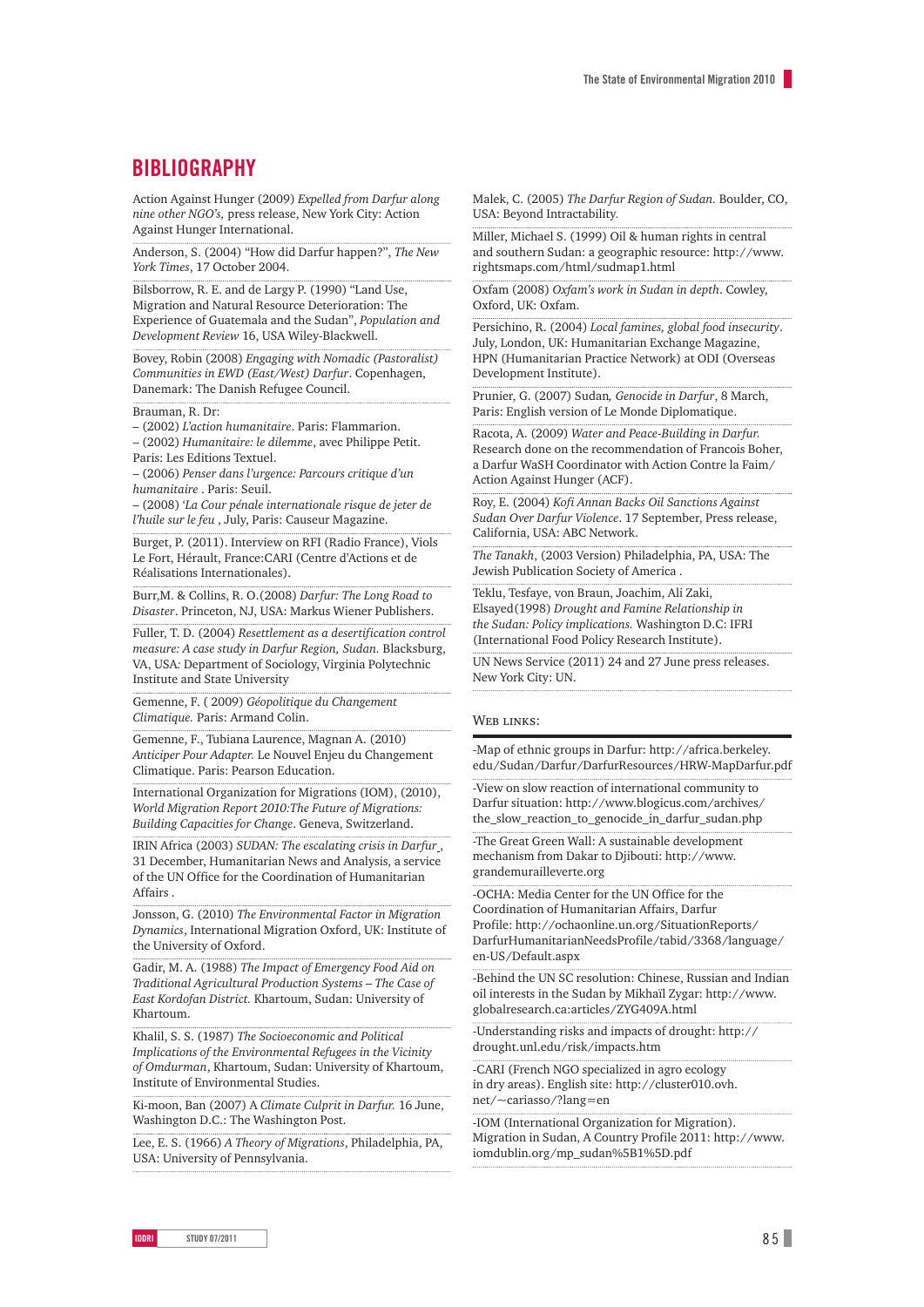# BIBLIOGRAPHY

Action Against Hunger (2009) *Expelled from Darfur along nine other NGO's,* press release, New York City: Action Against Hunger International.

Anderson, S. (2004) "How did Darfur happen?", *The New York Times*, 17 October 2004.

Bilsborrow, R. E. and de Largy P. (1990) "Land Use, Migration and Natural Resource Deterioration: The Experience of Guatemala and the Sudan", *Population and Development Review* 16, USA Wiley-Blackwell.

Bovey, Robin (2008) *Engaging with Nomadic (Pastoralist) Communities in EWD (East/West) Darfur*. Copenhagen, Danemark: The Danish Refugee Council.

Brauman, R. Dr:
– (2002) *L'action humanitaire*. Paris: Flammarion.
– (2002) *Humanitaire: le dilemme*, avec Philippe Petit. Paris: Les Editions Textuel.
– (2006) *Penser dans l'urgence: Parcours critique d'un humanitaire* . Paris: Seuil.
– (2008) *'La Cour pénale internationale risque de jeter de l'huile sur le feu* , July, Paris: Causeur Magazine.

Burget, P. (2011). Interview on RFI (Radio France), Viols Le Fort, Hérault, France:CARI (Centre d'Actions et de Réalisations Internationales).

Burr,M. & Collins, R. O.(2008) *Darfur: The Long Road to Disaster*. Princeton, NJ, USA: Markus Wiener Publishers.

Fuller, T. D. (2004) *Resettlement as a desertification control measure: A case study in Darfur Region, Sudan.* Blacksburg, VA, USA: Department of Sociology, Virginia Polytechnic Institute and State University

Gemenne, F. ( 2009) *Géopolitique du Changement Climatique.* Paris: Armand Colin.

Gemenne, F., Tubiana Laurence, Magnan A. (2010) *Anticiper Pour Adapter.* Le Nouvel Enjeu du Changement Climatique. Paris: Pearson Education.

International Organization for Migrations (IOM), (2010), *World Migration Report 2010:The Future of Migrations: Building Capacities for Change*. Geneva, Switzerland.

IRIN Africa (2003) *SUDAN: The escalating crisis in Darfur*, 31 December, Humanitarian News and Analysis, a service of the UN Office for the Coordination of Humanitarian Affairs .

Jonsson, G. (2010) *The Environmental Factor in Migration Dynamics*, International Migration Oxford, UK: Institute of the University of Oxford.

Gadir, M. A. (1988) *The Impact of Emergency Food Aid on Traditional Agricultural Production Systems – The Case of East Kordofan District.* Khartoum, Sudan: University of Khartoum.

Khalil, S. S. (1987) *The Socioeconomic and Political Implications of the Environmental Refugees in the Vicinity of Omdurman*, Khartoum, Sudan: University of Khartoum, Institute of Environmental Studies.

Ki-moon, Ban (2007) A *Climate Culprit in Darfur.* 16 June, Washington D.C.: The Washington Post.

Lee, E. S. (1966) *A Theory of Migrations*, Philadelphia, PA, USA: University of Pennsylvania.

Malek, C. (2005) *The Darfur Region of Sudan.* Boulder, CO, USA: Beyond Intractability.

Miller, Michael S. (1999) Oil & human rights in central and southern Sudan: a geographic resource: http://www.rightsmaps.com/html/sudmap1.html

Oxfam (2008) *Oxfam's work in Sudan in depth*. Cowley, Oxford, UK: Oxfam.

Persichino, R. (2004) *Local famines, global food insecurity*. July, London, UK: Humanitarian Exchange Magazine, HPN (Humanitarian Practice Network) at ODI (Overseas Development Institute).

Prunier, G. (2007) Sudan*, Genocide in Darfur*, 8 March, Paris: English version of Le Monde Diplomatique.

Racota, A. (2009) *Water and Peace-Building in Darfur.* Research done on the recommendation of Francois Boher, a Darfur WaSH Coordinator with Action Contre la Faim/ Action Against Hunger (ACF).

Roy, E. (2004) *Kofi Annan Backs Oil Sanctions Against Sudan Over Darfur Violence*. 17 September, Press release, California, USA: ABC Network.

*The Tanakh*, (2003 Version) Philadelphia, PA, USA: The Jewish Publication Society of America .

Teklu, Tesfaye, von Braun, Joachim, Ali Zaki, Elsayed(1998) *Drought and Famine Relationship in the Sudan: Policy implications.* Washington D.C: IFRI (International Food Policy Research Institute).

UN News Service (2011) 24 and 27 June press releases. New York City: UN.

## Web links:

-Map of ethnic groups in Darfur: http://africa.berkeley.edu/Sudan/Darfur/DarfurResources/HRW-MapDarfur.pdf

-View on slow reaction of international community to Darfur situation: http://www.blogicus.com/archives/the_slow_reaction_to_genocide_in_darfur_sudan.php

-The Great Green Wall: A sustainable development mechanism from Dakar to Djibouti: http://www.grandemurailleverte.org

-OCHA: Media Center for the UN Office for the Coordination of Humanitarian Affairs, Darfur Profile: http://ochaonline.un.org/SituationReports/DarfurHumanitarianNeedsProfile/tabid/3368/language/en-US/Default.aspx

-Behind the UN SC resolution: Chinese, Russian and Indian oil interests in the Sudan by Mikhaïl Zygar: http://www.globalresearch.ca:articles/ZYG409A.html

-Understanding risks and impacts of drought: http://drought.unl.edu/risk/impacts.htm

-CARI (French NGO specialized in agro ecology in dry areas). English site: http://cluster010.ovh.net/~cariasso/?lang=en

-IOM (International Organization for Migration). Migration in Sudan, A Country Profile 2011: http://www.iomdublin.org/mp_sudan%5B1%5D.pdf